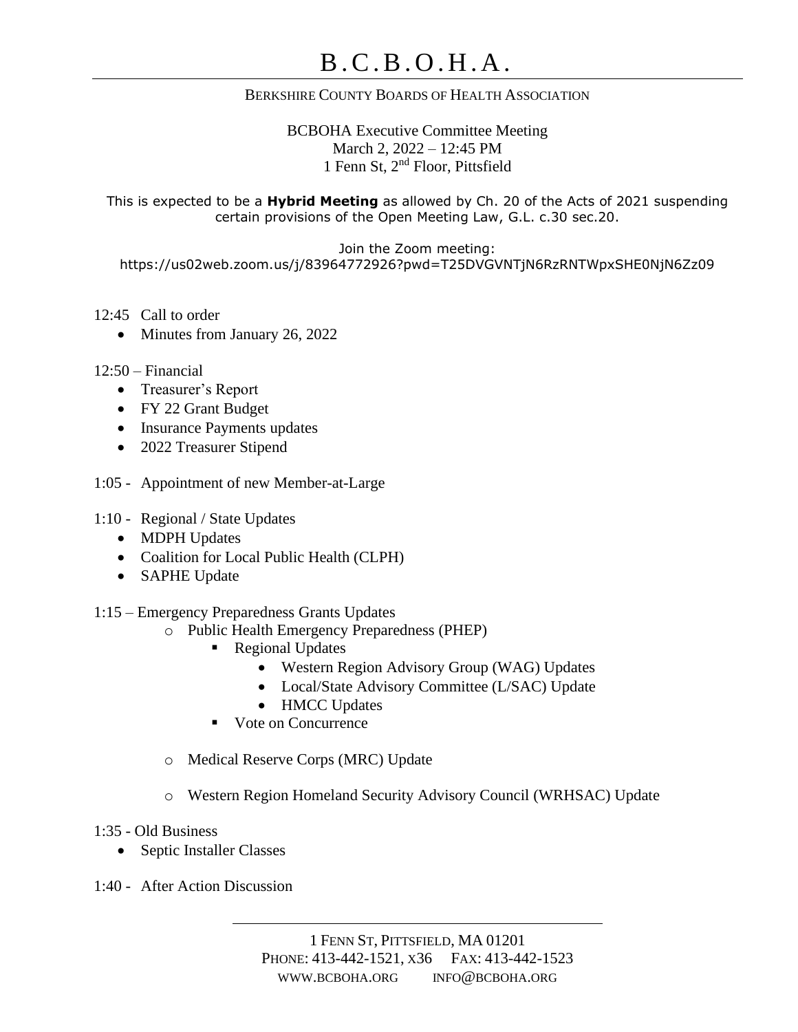# B.C.B.O.H.A.

BERKSHIRE COUNTY BOARDS OF HEALTH ASSOCIATION

BCBOHA Executive Committee Meeting
March 2, 2022 – 12:45 PM
1 Fenn St, 2nd Floor, Pittsfield

This is expected to be a **Hybrid Meeting** as allowed by Ch. 20 of the Acts of 2021 suspending certain provisions of the Open Meeting Law, G.L. c.30 sec.20.

Join the Zoom meeting:
https://us02web.zoom.us/j/83964772926?pwd=T25DVGVNTjN6RzRNTWpxSHE0NjN6Zz09

12:45 Call to order

- Minutes from January 26, 2022

12:50 – Financial

- Treasurer's Report
- FY 22 Grant Budget
- Insurance Payments updates
- 2022 Treasurer Stipend

1:05 - Appointment of new Member-at-Large

1:10 - Regional / State Updates

- MDPH Updates
- Coalition for Local Public Health (CLPH)
- SAPHE Update

1:15 – Emergency Preparedness Grants Updates

- Public Health Emergency Preparedness (PHEP)
  - Regional Updates
    - Western Region Advisory Group (WAG) Updates
    - Local/State Advisory Committee (L/SAC) Update
    - HMCC Updates
  - Vote on Concurrence
- Medical Reserve Corps (MRC) Update
- Western Region Homeland Security Advisory Council (WRHSAC) Update

1:35 - Old Business

- Septic Installer Classes

1:40 - After Action Discussion

1 FENN ST, PITTSFIELD, MA 01201
PHONE: 413-442-1521, X36 FAX: 413-442-1523
WWW.BCBOHA.ORG INFO@BCBOHA.ORG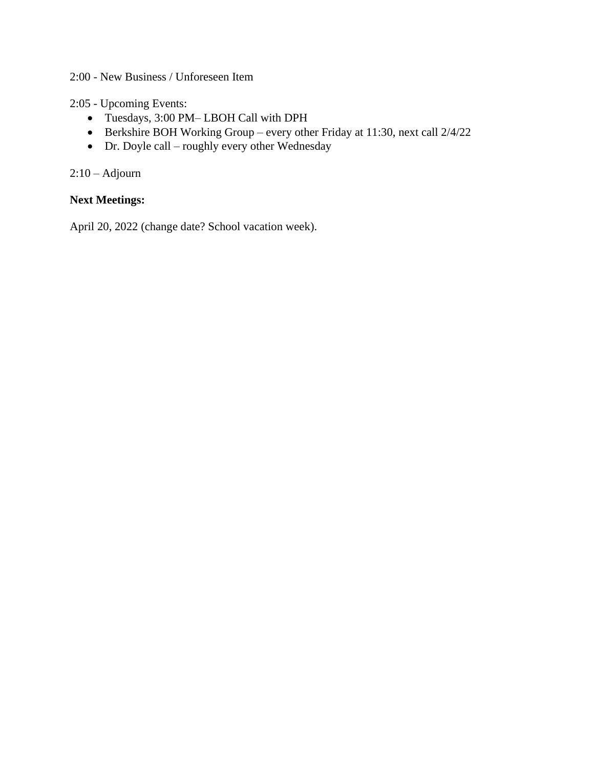2:00 - New Business / Unforeseen Item

2:05 - Upcoming Events:

- Tuesdays, 3:00 PM– LBOH Call with DPH
- Berkshire BOH Working Group – every other Friday at 11:30, next call 2/4/22
- Dr. Doyle call – roughly every other Wednesday

2:10 – Adjourn

**Next Meetings:**

April 20, 2022 (change date? School vacation week).